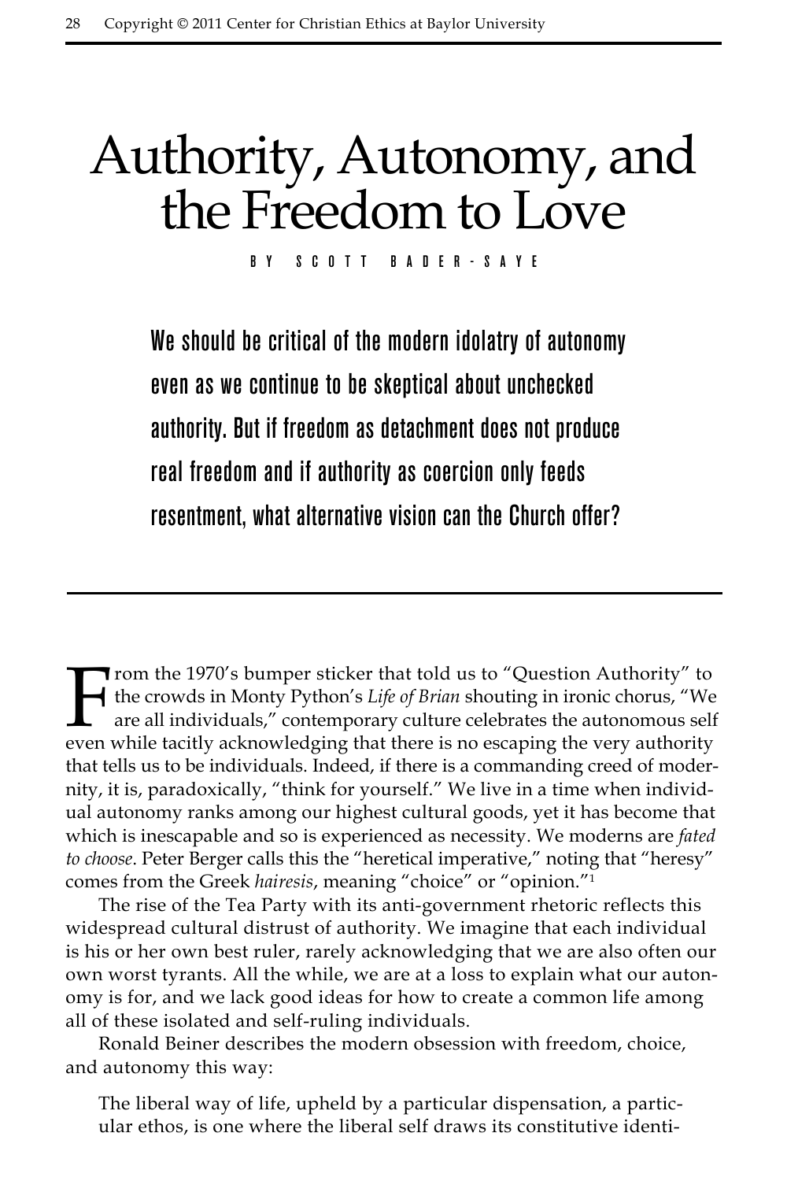# Authority, Autonomy, and the Freedom to Love

BY SCOTT BADER-SAYE

**We should be critical of the modern idolatry of autonomy even as we continue to be skeptical about unchecked authority. But if freedom as detachment does not produce real freedom and if authority as coercion only feeds resentment, what alternative vision can the Church offer?**

From the 1970's bumper sticker that told us to "Question Authority" to the crowds in Monty Python's *Life of Brian* shouting in ironic chorus, "We are all individuals," contemporary culture celebrates the autonomous self even while tacitly acknowledging that there is no escaping the very authority that tells us to be individuals. Indeed, if there is a commanding creed of modernity, it is, paradoxically, "think for yourself." We live in a time when individual autonomy ranks among our highest cultural goods, yet it has become that which is inescapable and so is experienced as necessity. We moderns are *fated to choose*. Peter Berger calls this the "heretical imperative," noting that "heresy" comes from the Greek *hairesis*, meaning "choice" or "opinion."[1]

The rise of the Tea Party with its anti-government rhetoric reflects this widespread cultural distrust of authority. We imagine that each individual is his or her own best ruler, rarely acknowledging that we are also often our own worst tyrants. All the while, we are at a loss to explain what our autonomy is for, and we lack good ideas for how to create a common life among all of these isolated and self-ruling individuals.

Ronald Beiner describes the modern obsession with freedom, choice, and autonomy this way:

> The liberal way of life, upheld by a particular dispensation, a particular ethos, is one where the liberal self draws its constitutive identi-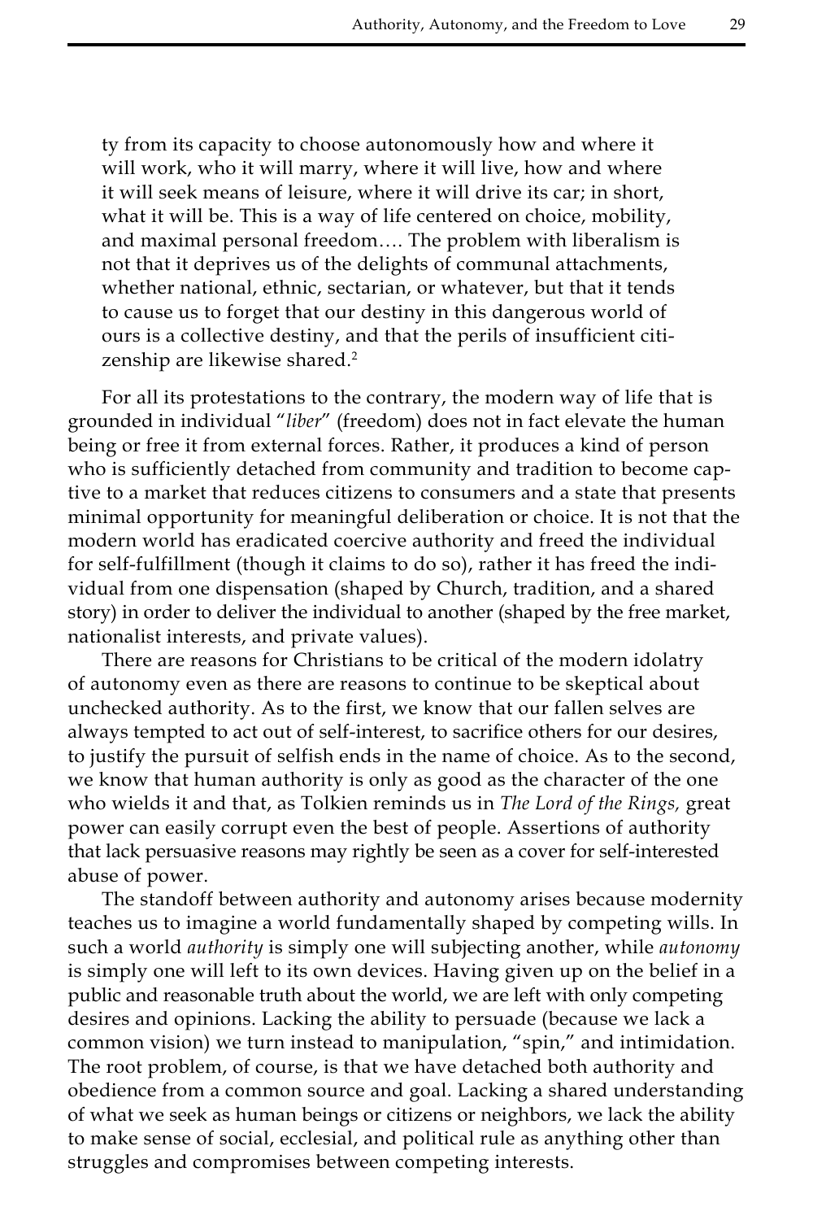> ty from its capacity to choose autonomously how and where it will work, who it will marry, where it will live, how and where it will seek means of leisure, where it will drive its car; in short, what it will be. This is a way of life centered on choice, mobility, and maximal personal freedom…. The problem with liberalism is not that it deprives us of the delights of communal attachments, whether national, ethnic, sectarian, or whatever, but that it tends to cause us to forget that our destiny in this dangerous world of ours is a collective destiny, and that the perils of insufficient citizenship are likewise shared.[2]

For all its protestations to the contrary, the modern way of life that is grounded in individual "*liber*" (freedom) does not in fact elevate the human being or free it from external forces. Rather, it produces a kind of person who is sufficiently detached from community and tradition to become captive to a market that reduces citizens to consumers and a state that presents minimal opportunity for meaningful deliberation or choice. It is not that the modern world has eradicated coercive authority and freed the individual for self-fulfillment (though it claims to do so), rather it has freed the individual from one dispensation (shaped by Church, tradition, and a shared story) in order to deliver the individual to another (shaped by the free market, nationalist interests, and private values).

There are reasons for Christians to be critical of the modern idolatry of autonomy even as there are reasons to continue to be skeptical about unchecked authority. As to the first, we know that our fallen selves are always tempted to act out of self-interest, to sacrifice others for our desires, to justify the pursuit of selfish ends in the name of choice. As to the second, we know that human authority is only as good as the character of the one who wields it and that, as Tolkien reminds us in *The Lord of the Rings,* great power can easily corrupt even the best of people. Assertions of authority that lack persuasive reasons may rightly be seen as a cover for self-interested abuse of power.

The standoff between authority and autonomy arises because modernity teaches us to imagine a world fundamentally shaped by competing wills. In such a world *authority* is simply one will subjecting another, while *autonomy* is simply one will left to its own devices. Having given up on the belief in a public and reasonable truth about the world, we are left with only competing desires and opinions. Lacking the ability to persuade (because we lack a common vision) we turn instead to manipulation, "spin," and intimidation. The root problem, of course, is that we have detached both authority and obedience from a common source and goal. Lacking a shared understanding of what we seek as human beings or citizens or neighbors, we lack the ability to make sense of social, ecclesial, and political rule as anything other than struggles and compromises between competing interests.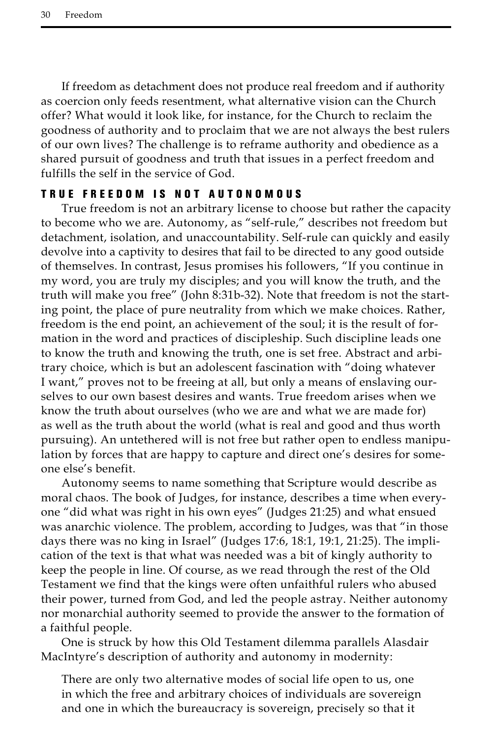If freedom as detachment does not produce real freedom and if authority as coercion only feeds resentment, what alternative vision can the Church offer? What would it look like, for instance, for the Church to reclaim the goodness of authority and to proclaim that we are not always the best rulers of our own lives? The challenge is to reframe authority and obedience as a shared pursuit of goodness and truth that issues in a perfect freedom and fulfills the self in the service of God.

## TRUE FREEDOM IS NOT AUTONOMOUS

True freedom is not an arbitrary license to choose but rather the capacity to become who we are. Autonomy, as "self-rule," describes not freedom but detachment, isolation, and unaccountability. Self-rule can quickly and easily devolve into a captivity to desires that fail to be directed to any good outside of themselves. In contrast, Jesus promises his followers, "If you continue in my word, you are truly my disciples; and you will know the truth, and the truth will make you free" (John 8:31b-32). Note that freedom is not the starting point, the place of pure neutrality from which we make choices. Rather, freedom is the end point, an achievement of the soul; it is the result of formation in the word and practices of discipleship. Such discipline leads one to know the truth and knowing the truth, one is set free. Abstract and arbitrary choice, which is but an adolescent fascination with "doing whatever I want," proves not to be freeing at all, but only a means of enslaving ourselves to our own basest desires and wants. True freedom arises when we know the truth about ourselves (who we are and what we are made for) as well as the truth about the world (what is real and good and thus worth pursuing). An untethered will is not free but rather open to endless manipulation by forces that are happy to capture and direct one's desires for someone else's benefit.

Autonomy seems to name something that Scripture would describe as moral chaos. The book of Judges, for instance, describes a time when everyone "did what was right in his own eyes" (Judges 21:25) and what ensued was anarchic violence. The problem, according to Judges, was that "in those days there was no king in Israel" (Judges 17:6, 18:1, 19:1, 21:25). The implication of the text is that what was needed was a bit of kingly authority to keep the people in line. Of course, as we read through the rest of the Old Testament we find that the kings were often unfaithful rulers who abused their power, turned from God, and led the people astray. Neither autonomy nor monarchial authority seemed to provide the answer to the formation of a faithful people.

One is struck by how this Old Testament dilemma parallels Alasdair MacIntyre's description of authority and autonomy in modernity:

> There are only two alternative modes of social life open to us, one in which the free and arbitrary choices of individuals are sovereign and one in which the bureaucracy is sovereign, precisely so that it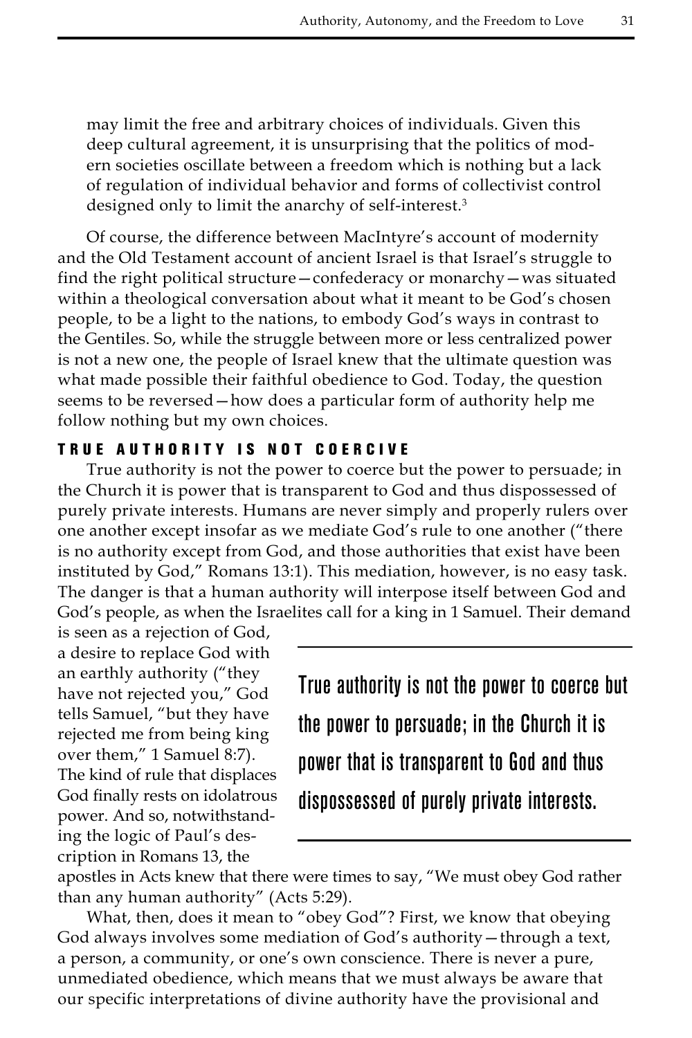may limit the free and arbitrary choices of individuals. Given this deep cultural agreement, it is unsurprising that the politics of modern societies oscillate between a freedom which is nothing but a lack of regulation of individual behavior and forms of collectivist control designed only to limit the anarchy of self-interest.[3]

Of course, the difference between MacIntyre's account of modernity and the Old Testament account of ancient Israel is that Israel's struggle to find the right political structure—confederacy or monarchy—was situated within a theological conversation about what it meant to be God's chosen people, to be a light to the nations, to embody God's ways in contrast to the Gentiles. So, while the struggle between more or less centralized power is not a new one, the people of Israel knew that the ultimate question was what made possible their faithful obedience to God. Today, the question seems to be reversed—how does a particular form of authority help me follow nothing but my own choices.

### TRUE AUTHORITY IS NOT COERCIVE

True authority is not the power to coerce but the power to persuade; in the Church it is power that is transparent to God and thus dispossessed of purely private interests. Humans are never simply and properly rulers over one another except insofar as we mediate God's rule to one another ("there is no authority except from God, and those authorities that exist have been instituted by God," Romans 13:1). This mediation, however, is no easy task. The danger is that a human authority will interpose itself between God and God's people, as when the Israelites call for a king in 1 Samuel. Their demand is seen as a rejection of God, a desire to replace God with an earthly authority ("they have not rejected you," God tells Samuel, "but they have rejected me from being king over them," 1 Samuel 8:7). The kind of rule that displaces God finally rests on idolatrous power. And so, notwithstanding the logic of Paul's description in Romans 13, the apostles in Acts knew that there were times to say, "We must obey God rather than any human authority" (Acts 5:29).

> True authority is not the power to coerce but the power to persuade; in the Church it is power that is transparent to God and thus dispossessed of purely private interests.

What, then, does it mean to "obey God"? First, we know that obeying God always involves some mediation of God's authority—through a text, a person, a community, or one's own conscience. There is never a pure, unmediated obedience, which means that we must always be aware that our specific interpretations of divine authority have the provisional and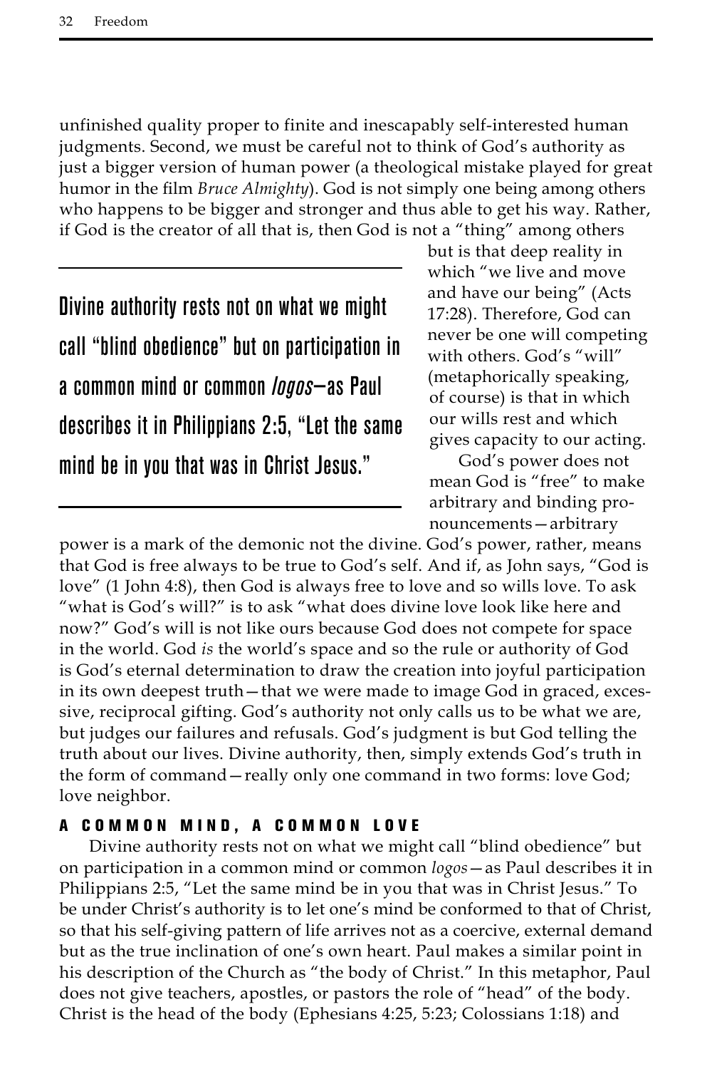unfinished quality proper to finite and inescapably self-interested human judgments. Second, we must be careful not to think of God's authority as just a bigger version of human power (a theological mistake played for great humor in the film *Bruce Almighty*). God is not simply one being among others who happens to be bigger and stronger and thus able to get his way. Rather, if God is the creator of all that is, then God is not a "thing" among others but is that deep reality in which "we live and move and have our being" (Acts 17:28). Therefore, God can never be one will competing with others. God's "will" (metaphorically speaking, of course) is that in which our wills rest and which gives capacity to our acting.

God's power does not mean God is "free" to make arbitrary and binding pronouncements—arbitrary power is a mark of the demonic not the divine. God's power, rather, means that God is free always to be true to God's self. And if, as John says, "God is love" (1 John 4:8), then God is always free to love and so wills love. To ask "what is God's will?" is to ask "what does divine love look like here and now?" God's will is not like ours because God does not compete for space in the world. God *is* the world's space and so the rule or authority of God is God's eternal determination to draw the creation into joyful participation in its own deepest truth—that we were made to image God in graced, excessive, reciprocal gifting. God's authority not only calls us to be what we are, but judges our failures and refusals. God's judgment is but God telling the truth about our lives. Divine authority, then, simply extends God's truth in the form of command—really only one command in two forms: love God; love neighbor.

> **Divine authority rests not on what we might call "blind obedience" but on participation in a common mind or common *logos*—as Paul describes it in Philippians 2:5, "Let the same mind be in you that was in Christ Jesus."**

## A COMMON MIND, A COMMON LOVE

Divine authority rests not on what we might call "blind obedience" but on participation in a common mind or common *logos*—as Paul describes it in Philippians 2:5, "Let the same mind be in you that was in Christ Jesus." To be under Christ's authority is to let one's mind be conformed to that of Christ, so that his self-giving pattern of life arrives not as a coercive, external demand but as the true inclination of one's own heart. Paul makes a similar point in his description of the Church as "the body of Christ." In this metaphor, Paul does not give teachers, apostles, or pastors the role of "head" of the body. Christ is the head of the body (Ephesians 4:25, 5:23; Colossians 1:18) and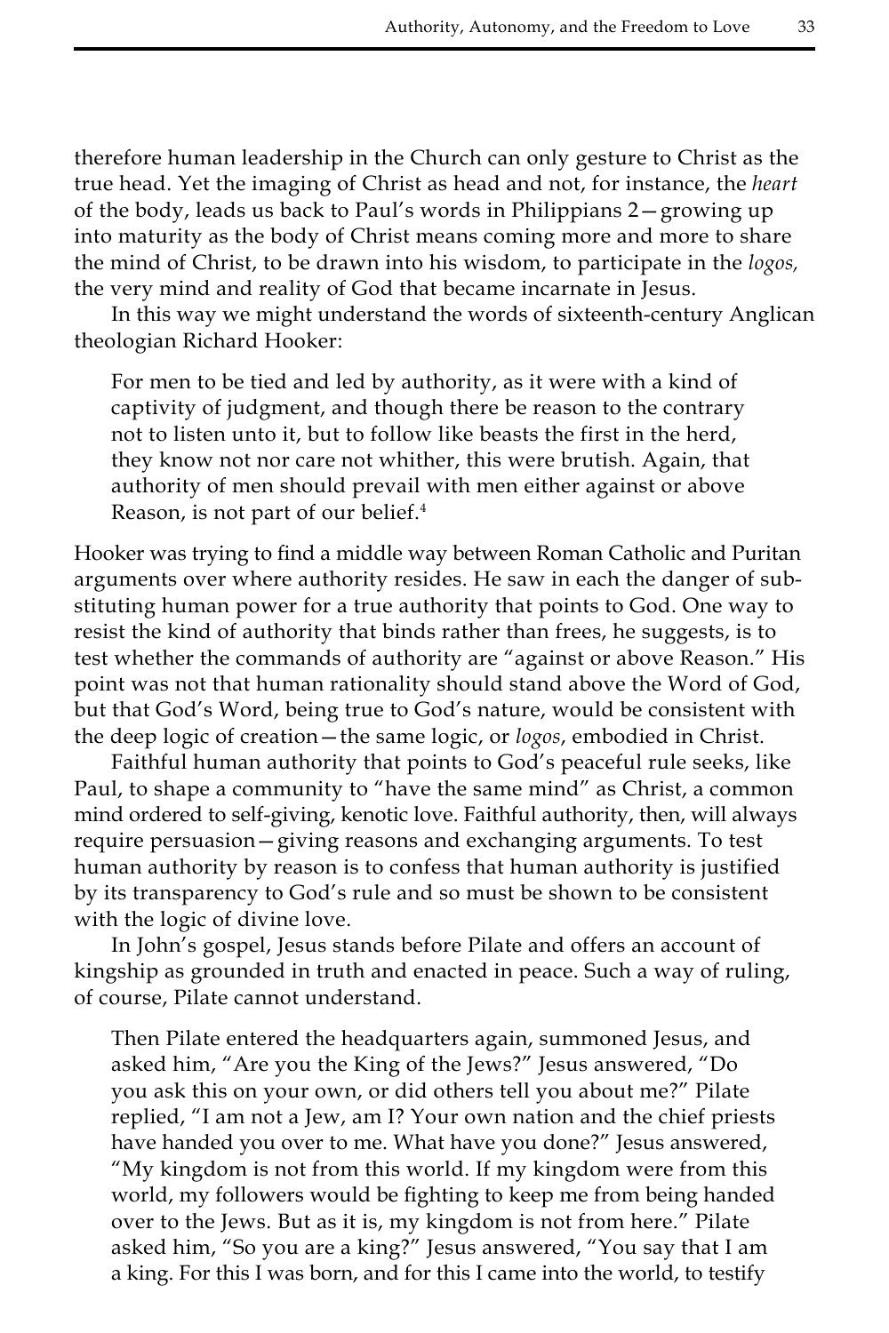therefore human leadership in the Church can only gesture to Christ as the true head. Yet the imaging of Christ as head and not, for instance, the *heart* of the body, leads us back to Paul's words in Philippians 2—growing up into maturity as the body of Christ means coming more and more to share the mind of Christ, to be drawn into his wisdom, to participate in the *logos*, the very mind and reality of God that became incarnate in Jesus.

In this way we might understand the words of sixteenth-century Anglican theologian Richard Hooker:

> For men to be tied and led by authority, as it were with a kind of captivity of judgment, and though there be reason to the contrary not to listen unto it, but to follow like beasts the first in the herd, they know not nor care not whither, this were brutish. Again, that authority of men should prevail with men either against or above Reason, is not part of our belief.[4]

Hooker was trying to find a middle way between Roman Catholic and Puritan arguments over where authority resides. He saw in each the danger of substituting human power for a true authority that points to God. One way to resist the kind of authority that binds rather than frees, he suggests, is to test whether the commands of authority are "against or above Reason." His point was not that human rationality should stand above the Word of God, but that God's Word, being true to God's nature, would be consistent with the deep logic of creation—the same logic, or *logos*, embodied in Christ.

Faithful human authority that points to God's peaceful rule seeks, like Paul, to shape a community to "have the same mind" as Christ, a common mind ordered to self-giving, kenotic love. Faithful authority, then, will always require persuasion—giving reasons and exchanging arguments. To test human authority by reason is to confess that human authority is justified by its transparency to God's rule and so must be shown to be consistent with the logic of divine love.

In John's gospel, Jesus stands before Pilate and offers an account of kingship as grounded in truth and enacted in peace. Such a way of ruling, of course, Pilate cannot understand.

> Then Pilate entered the headquarters again, summoned Jesus, and asked him, "Are you the King of the Jews?" Jesus answered, "Do you ask this on your own, or did others tell you about me?" Pilate replied, "I am not a Jew, am I? Your own nation and the chief priests have handed you over to me. What have you done?" Jesus answered, "My kingdom is not from this world. If my kingdom were from this world, my followers would be fighting to keep me from being handed over to the Jews. But as it is, my kingdom is not from here." Pilate asked him, "So you are a king?" Jesus answered, "You say that I am a king. For this I was born, and for this I came into the world, to testify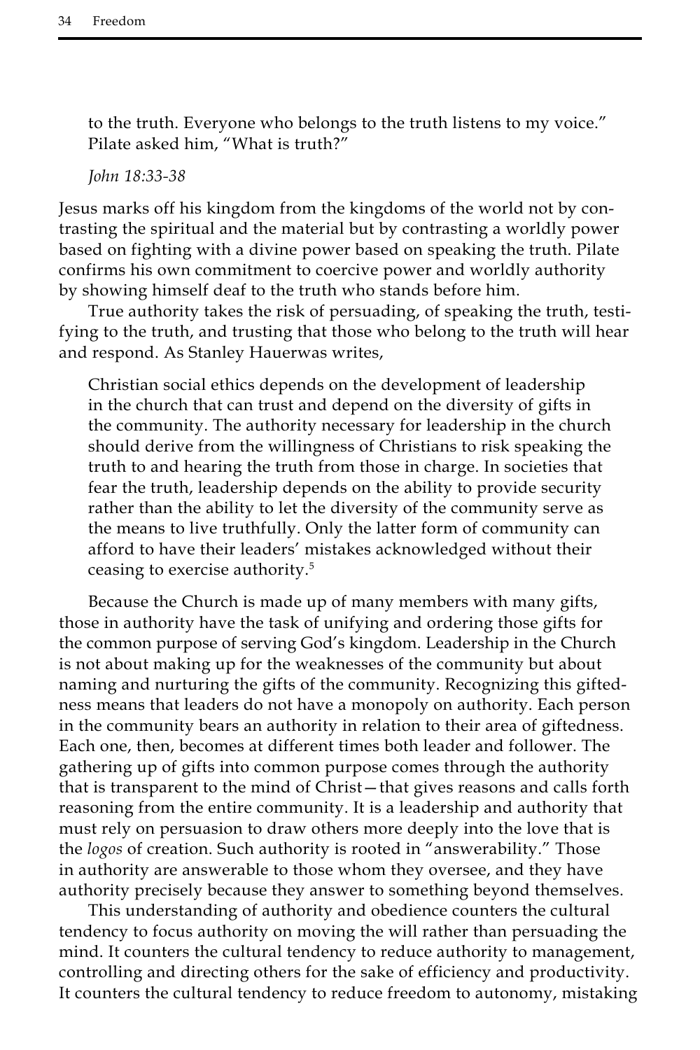> to the truth. Everyone who belongs to the truth listens to my voice." Pilate asked him, "What is truth?"
>
> *John 18:33-38*

Jesus marks off his kingdom from the kingdoms of the world not by contrasting the spiritual and the material but by contrasting a worldly power based on fighting with a divine power based on speaking the truth. Pilate confirms his own commitment to coercive power and worldly authority by showing himself deaf to the truth who stands before him.

True authority takes the risk of persuading, of speaking the truth, testifying to the truth, and trusting that those who belong to the truth will hear and respond. As Stanley Hauerwas writes,

> Christian social ethics depends on the development of leadership in the church that can trust and depend on the diversity of gifts in the community. The authority necessary for leadership in the church should derive from the willingness of Christians to risk speaking the truth to and hearing the truth from those in charge. In societies that fear the truth, leadership depends on the ability to provide security rather than the ability to let the diversity of the community serve as the means to live truthfully. Only the latter form of community can afford to have their leaders' mistakes acknowledged without their ceasing to exercise authority.[5]

Because the Church is made up of many members with many gifts, those in authority have the task of unifying and ordering those gifts for the common purpose of serving God's kingdom. Leadership in the Church is not about making up for the weaknesses of the community but about naming and nurturing the gifts of the community. Recognizing this giftedness means that leaders do not have a monopoly on authority. Each person in the community bears an authority in relation to their area of giftedness. Each one, then, becomes at different times both leader and follower. The gathering up of gifts into common purpose comes through the authority that is transparent to the mind of Christ—that gives reasons and calls forth reasoning from the entire community. It is a leadership and authority that must rely on persuasion to draw others more deeply into the love that is the *logos* of creation. Such authority is rooted in "answerability." Those in authority are answerable to those whom they oversee, and they have authority precisely because they answer to something beyond themselves.

This understanding of authority and obedience counters the cultural tendency to focus authority on moving the will rather than persuading the mind. It counters the cultural tendency to reduce authority to management, controlling and directing others for the sake of efficiency and productivity. It counters the cultural tendency to reduce freedom to autonomy, mistaking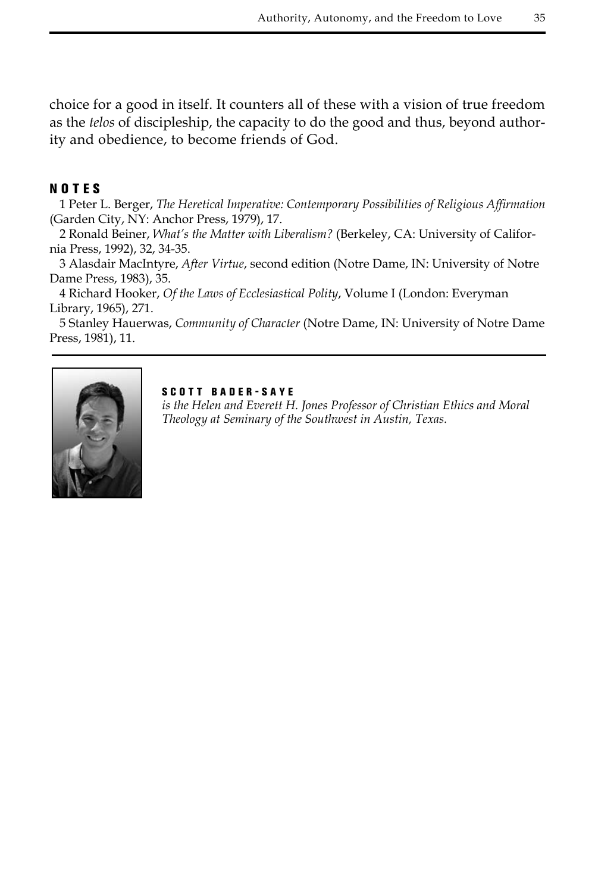choice for a good in itself. It counters all of these with a vision of true freedom as the *telos* of discipleship, the capacity to do the good and thus, beyond authority and obedience, to become friends of God.

## NOTES

1 Peter L. Berger, *The Heretical Imperative: Contemporary Possibilities of Religious Affirmation* (Garden City, NY: Anchor Press, 1979), 17.

2 Ronald Beiner, *What's the Matter with Liberalism?* (Berkeley, CA: University of California Press, 1992), 32, 34-35.

3 Alasdair MacIntyre, *After Virtue*, second edition (Notre Dame, IN: University of Notre Dame Press, 1983), 35.

4 Richard Hooker, *Of the Laws of Ecclesiastical Polity*, Volume I (London: Everyman Library, 1965), 271.

5 Stanley Hauerwas, *Community of Character* (Notre Dame, IN: University of Notre Dame Press, 1981), 11.

**SCOTT BADER-SAYE**
*is the Helen and Everett H. Jones Professor of Christian Ethics and Moral Theology at Seminary of the Southwest in Austin, Texas.*